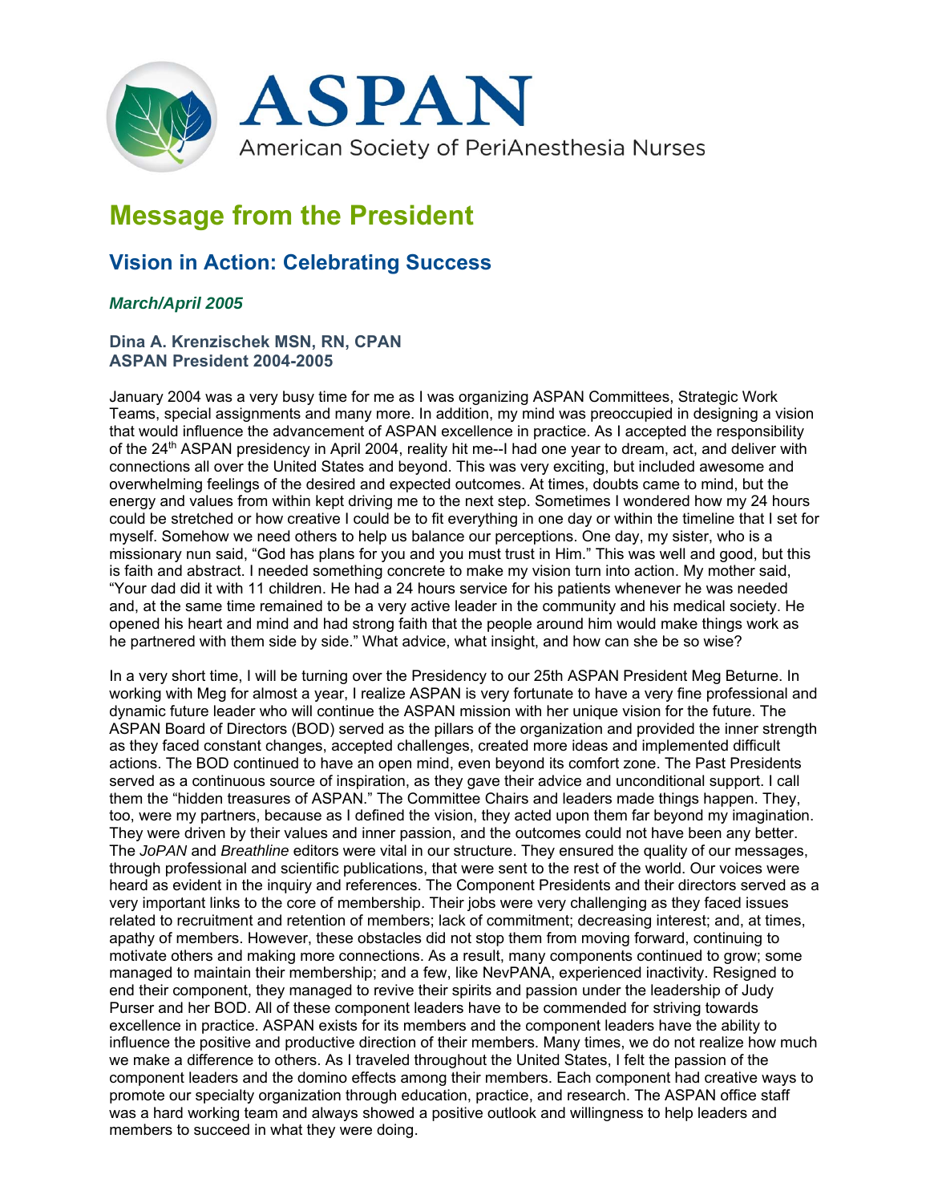ASPAN

American Society of PeriAnesthesia Nurses

# Message from the President

## Vision in Action: Celebrating Success

***March/April 2005***

**Dina A. Krenzischek MSN, RN, CPAN**
**ASPAN President 2004-2005**

January 2004 was a very busy time for me as I was organizing ASPAN Committees, Strategic Work Teams, special assignments and many more. In addition, my mind was preoccupied in designing a vision that would influence the advancement of ASPAN excellence in practice. As I accepted the responsibility of the 24th ASPAN presidency in April 2004, reality hit me--I had one year to dream, act, and deliver with connections all over the United States and beyond. This was very exciting, but included awesome and overwhelming feelings of the desired and expected outcomes. At times, doubts came to mind, but the energy and values from within kept driving me to the next step. Sometimes I wondered how my 24 hours could be stretched or how creative I could be to fit everything in one day or within the timeline that I set for myself. Somehow we need others to help us balance our perceptions. One day, my sister, who is a missionary nun said, "God has plans for you and you must trust in Him." This was well and good, but this is faith and abstract. I needed something concrete to make my vision turn into action. My mother said, "Your dad did it with 11 children. He had a 24 hours service for his patients whenever he was needed and, at the same time remained to be a very active leader in the community and his medical society. He opened his heart and mind and had strong faith that the people around him would make things work as he partnered with them side by side." What advice, what insight, and how can she be so wise?

In a very short time, I will be turning over the Presidency to our 25th ASPAN President Meg Beturne. In working with Meg for almost a year, I realize ASPAN is very fortunate to have a very fine professional and dynamic future leader who will continue the ASPAN mission with her unique vision for the future. The ASPAN Board of Directors (BOD) served as the pillars of the organization and provided the inner strength as they faced constant changes, accepted challenges, created more ideas and implemented difficult actions. The BOD continued to have an open mind, even beyond its comfort zone. The Past Presidents served as a continuous source of inspiration, as they gave their advice and unconditional support. I call them the "hidden treasures of ASPAN." The Committee Chairs and leaders made things happen. They, too, were my partners, because as I defined the vision, they acted upon them far beyond my imagination. They were driven by their values and inner passion, and the outcomes could not have been any better. The *JoPAN* and *Breathline* editors were vital in our structure. They ensured the quality of our messages, through professional and scientific publications, that were sent to the rest of the world. Our voices were heard as evident in the inquiry and references. The Component Presidents and their directors served as a very important links to the core of membership. Their jobs were very challenging as they faced issues related to recruitment and retention of members; lack of commitment; decreasing interest; and, at times, apathy of members. However, these obstacles did not stop them from moving forward, continuing to motivate others and making more connections. As a result, many components continued to grow; some managed to maintain their membership; and a few, like NevPANA, experienced inactivity. Resigned to end their component, they managed to revive their spirits and passion under the leadership of Judy Purser and her BOD. All of these component leaders have to be commended for striving towards excellence in practice. ASPAN exists for its members and the component leaders have the ability to influence the positive and productive direction of their members. Many times, we do not realize how much we make a difference to others. As I traveled throughout the United States, I felt the passion of the component leaders and the domino effects among their members. Each component had creative ways to promote our specialty organization through education, practice, and research. The ASPAN office staff was a hard working team and always showed a positive outlook and willingness to help leaders and members to succeed in what they were doing.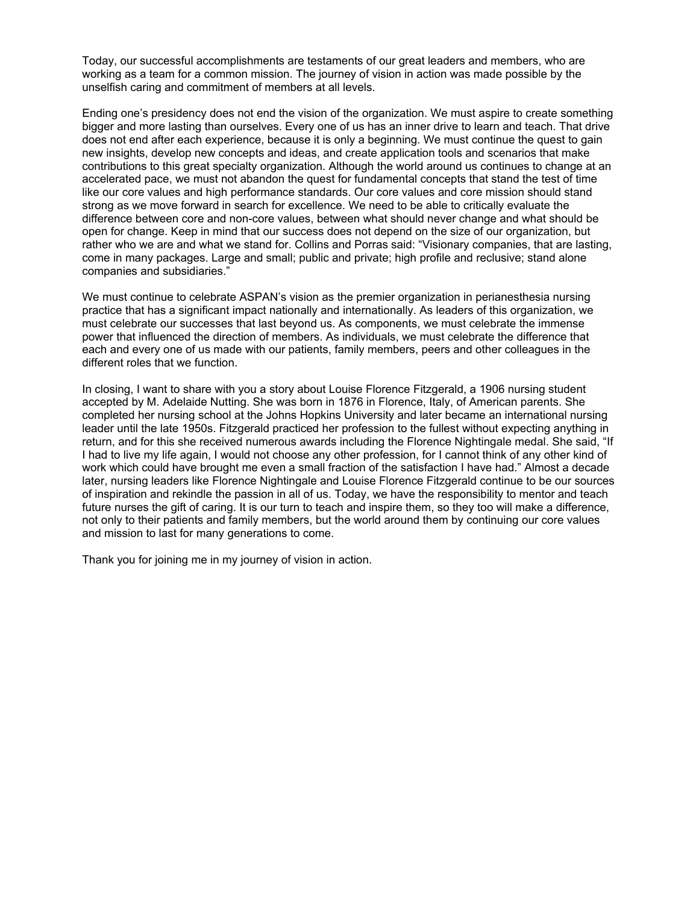Today, our successful accomplishments are testaments of our great leaders and members, who are working as a team for a common mission. The journey of vision in action was made possible by the unselfish caring and commitment of members at all levels.

Ending one's presidency does not end the vision of the organization. We must aspire to create something bigger and more lasting than ourselves. Every one of us has an inner drive to learn and teach. That drive does not end after each experience, because it is only a beginning. We must continue the quest to gain new insights, develop new concepts and ideas, and create application tools and scenarios that make contributions to this great specialty organization. Although the world around us continues to change at an accelerated pace, we must not abandon the quest for fundamental concepts that stand the test of time like our core values and high performance standards. Our core values and core mission should stand strong as we move forward in search for excellence. We need to be able to critically evaluate the difference between core and non-core values, between what should never change and what should be open for change. Keep in mind that our success does not depend on the size of our organization, but rather who we are and what we stand for. Collins and Porras said: "Visionary companies, that are lasting, come in many packages. Large and small; public and private; high profile and reclusive; stand alone companies and subsidiaries."

We must continue to celebrate ASPAN's vision as the premier organization in perianesthesia nursing practice that has a significant impact nationally and internationally. As leaders of this organization, we must celebrate our successes that last beyond us. As components, we must celebrate the immense power that influenced the direction of members. As individuals, we must celebrate the difference that each and every one of us made with our patients, family members, peers and other colleagues in the different roles that we function.

In closing, I want to share with you a story about Louise Florence Fitzgerald, a 1906 nursing student accepted by M. Adelaide Nutting. She was born in 1876 in Florence, Italy, of American parents. She completed her nursing school at the Johns Hopkins University and later became an international nursing leader until the late 1950s. Fitzgerald practiced her profession to the fullest without expecting anything in return, and for this she received numerous awards including the Florence Nightingale medal. She said, "If I had to live my life again, I would not choose any other profession, for I cannot think of any other kind of work which could have brought me even a small fraction of the satisfaction I have had." Almost a decade later, nursing leaders like Florence Nightingale and Louise Florence Fitzgerald continue to be our sources of inspiration and rekindle the passion in all of us. Today, we have the responsibility to mentor and teach future nurses the gift of caring. It is our turn to teach and inspire them, so they too will make a difference, not only to their patients and family members, but the world around them by continuing our core values and mission to last for many generations to come.

Thank you for joining me in my journey of vision in action.